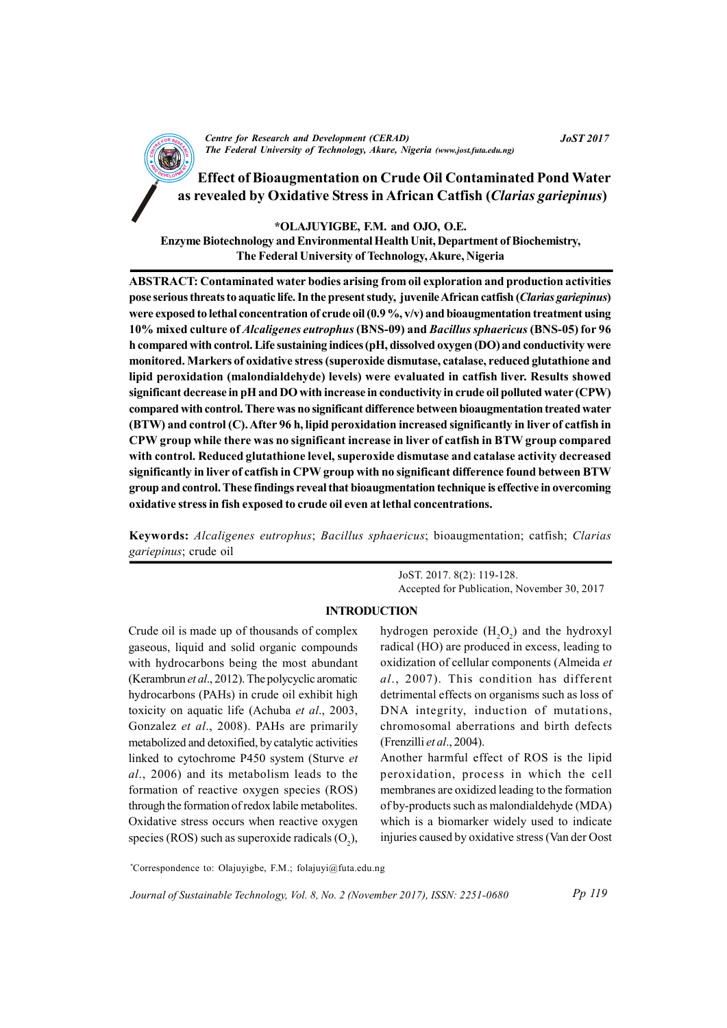# Effect of Bioaugmentation on Crude Oil Contaminated Pond Water as revealed by Oxidative Stress in African Catfish (*Clarias gariepinus*)

**\*OLAJUYIGBE, F.M. and OJO, O.E.**

**Enzyme Biotechnology and Environmental Health Unit, Department of Biochemistry, The Federal University of Technology, Akure, Nigeria**

**ABSTRACT: Contaminated water bodies arising from oil exploration and production activities pose serious threats to aquatic life. In the present study, juvenile African catfish (*Clarias gariepinus*) were exposed to lethal concentration of crude oil (0.9 %, v/v) and bioaugmentation treatment using 10% mixed culture of *Alcaligenes eutrophus* (BNS-09) and *Bacillus sphaericus* (BNS-05) for 96 h compared with control. Life sustaining indices (pH, dissolved oxygen (DO) and conductivity were monitored. Markers of oxidative stress (superoxide dismutase, catalase, reduced glutathione and lipid peroxidation (malondialdehyde) levels) were evaluated in catfish liver. Results showed significant decrease in pH and DO with increase in conductivity in crude oil polluted water (CPW) compared with control. There was no significant difference between bioaugmentation treated water (BTW) and control (C). After 96 h, lipid peroxidation increased significantly in liver of catfish in CPW group while there was no significant increase in liver of catfish in BTW group compared with control. Reduced glutathione level, superoxide dismutase and catalase activity decreased significantly in liver of catfish in CPW group with no significant difference found between BTW group and control. These findings reveal that bioaugmentation technique is effective in overcoming oxidative stress in fish exposed to crude oil even at lethal concentrations.**

**Keywords:** *Alcaligenes eutrophus*; *Bacillus sphaericus*; bioaugmentation; catfish; *Clarias gariepinus*; crude oil

JoST. 2017. 8(2): 119-128.
Accepted for Publication, November 30, 2017

## INTRODUCTION

Crude oil is made up of thousands of complex gaseous, liquid and solid organic compounds with hydrocarbons being the most abundant (Kerambrun *et al*., 2012). The polycyclic aromatic hydrocarbons (PAHs) in crude oil exhibit high toxicity on aquatic life (Achuba *et al*., 2003, Gonzalez *et al*., 2008). PAHs are primarily metabolized and detoxified, by catalytic activities linked to cytochrome P450 system (Sturve *et al*., 2006) and its metabolism leads to the formation of reactive oxygen species (ROS) through the formation of redox labile metabolites. Oxidative stress occurs when reactive oxygen species (ROS) such as superoxide radicals ($O_2$), hydrogen peroxide ($H_2O_2$) and the hydroxyl radical (HO) are produced in excess, leading to oxidization of cellular components (Almeida *et al*., 2007). This condition has different detrimental effects on organisms such as loss of DNA integrity, induction of mutations, chromosomal aberrations and birth defects (Frenzilli *et al*., 2004).

Another harmful effect of ROS is the lipid peroxidation, process in which the cell membranes are oxidized leading to the formation of by-products such as malondialdehyde (MDA) which is a biomarker widely used to indicate injuries caused by oxidative stress (Van der Oost

[*]Correspondence to: Olajuyigbe, F.M.; folajuyi@futa.edu.ng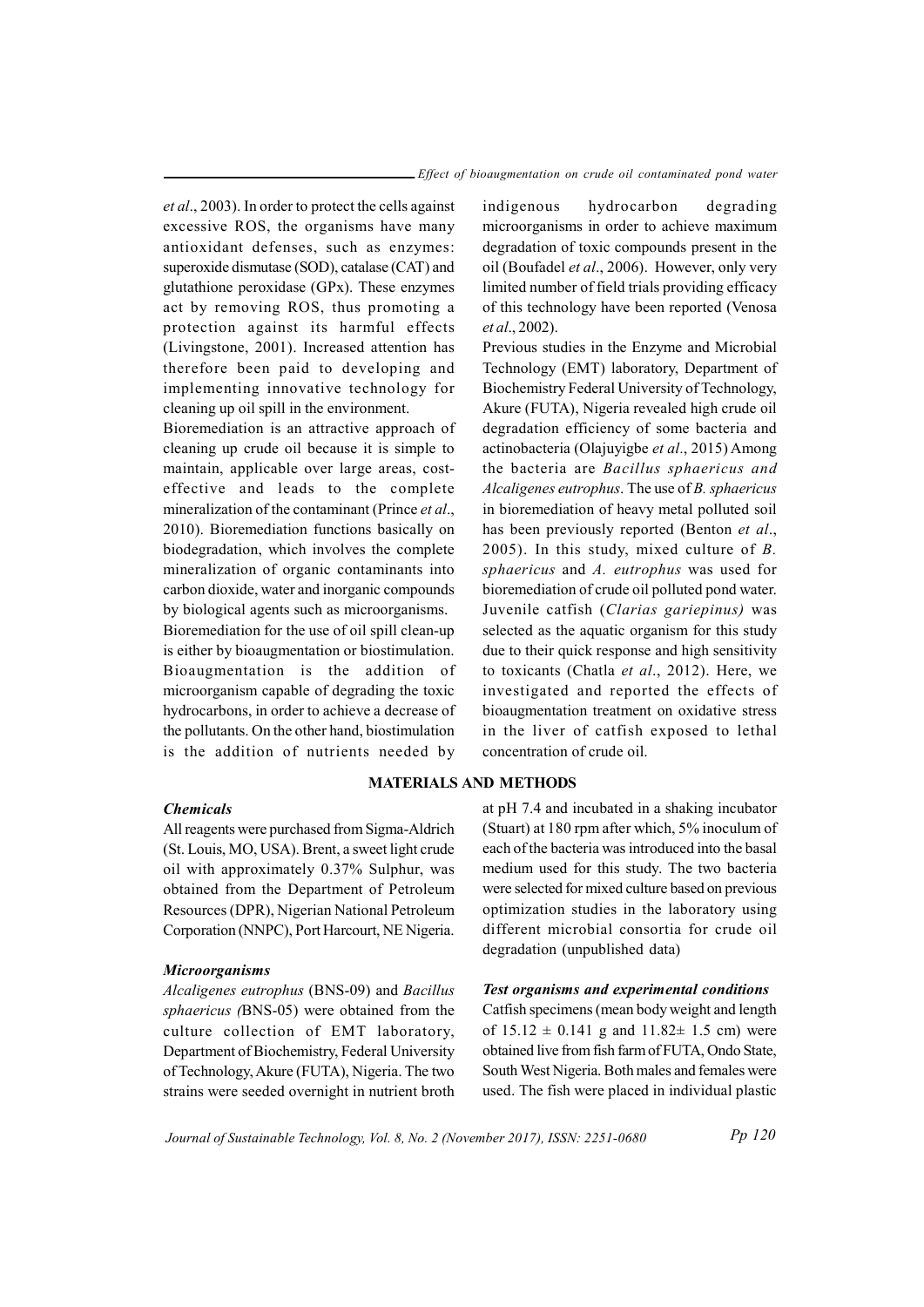et al., 2003). In order to protect the cells against excessive ROS, the organisms have many antioxidant defenses, such as enzymes: superoxide dismutase (SOD), catalase (CAT) and glutathione peroxidase (GPx). These enzymes act by removing ROS, thus promoting a protection against its harmful effects (Livingstone, 2001). Increased attention has therefore been paid to developing and implementing innovative technology for cleaning up oil spill in the environment.

Bioremediation is an attractive approach of cleaning up crude oil because it is simple to maintain, applicable over large areas, cost-effective and leads to the complete mineralization of the contaminant (Prince *et al*., 2010). Bioremediation functions basically on biodegradation, which involves the complete mineralization of organic contaminants into carbon dioxide, water and inorganic compounds by biological agents such as microorganisms.

Bioremediation for the use of oil spill clean-up is either by bioaugmentation or biostimulation. Bioaugmentation is the addition of microorganism capable of degrading the toxic hydrocarbons, in order to achieve a decrease of the pollutants. On the other hand, biostimulation is the addition of nutrients needed by indigenous hydrocarbon degrading microorganisms in order to achieve maximum degradation of toxic compounds present in the oil (Boufadel *et al*., 2006). However, only very limited number of field trials providing efficacy of this technology have been reported (Venosa *et al*., 2002).

Previous studies in the Enzyme and Microbial Technology (EMT) laboratory, Department of Biochemistry Federal University of Technology, Akure (FUTA), Nigeria revealed high crude oil degradation efficiency of some bacteria and actinobacteria (Olajuyigbe *et al*., 2015) Among the bacteria are *Bacillus sphaericus and Alcaligenes eutrophus*. The use of *B. sphaericus* in bioremediation of heavy metal polluted soil has been previously reported (Benton *et al*., 2005). In this study, mixed culture of *B. sphaericus* and *A. eutrophus* was used for bioremediation of crude oil polluted pond water. Juvenile catfish (*Clarias gariepinus)* was selected as the aquatic organism for this study due to their quick response and high sensitivity to toxicants (Chatla *et al*., 2012). Here, we investigated and reported the effects of bioaugmentation treatment on oxidative stress in the liver of catfish exposed to lethal concentration of crude oil.

## MATERIALS AND METHODS

### *Chemicals*

All reagents were purchased from Sigma-Aldrich (St. Louis, MO, USA). Brent, a sweet light crude oil with approximately 0.37% Sulphur, was obtained from the Department of Petroleum Resources (DPR), Nigerian National Petroleum Corporation (NNPC), Port Harcourt, NE Nigeria.

### *Microorganisms*

*Alcaligenes eutrophus* (BNS-09) and *Bacillus sphaericus (*BNS-05) were obtained from the culture collection of EMT laboratory, Department of Biochemistry, Federal University of Technology, Akure (FUTA), Nigeria. The two strains were seeded overnight in nutrient broth at pH 7.4 and incubated in a shaking incubator (Stuart) at 180 rpm after which, 5% inoculum of each of the bacteria was introduced into the basal medium used for this study. The two bacteria were selected for mixed culture based on previous optimization studies in the laboratory using different microbial consortia for crude oil degradation (unpublished data)

### *Test organisms and experimental conditions*

Catfish specimens (mean body weight and length of 15.12 ± 0.141 g and 11.82± 1.5 cm) were obtained live from fish farm of FUTA, Ondo State, South West Nigeria. Both males and females were used. The fish were placed in individual plastic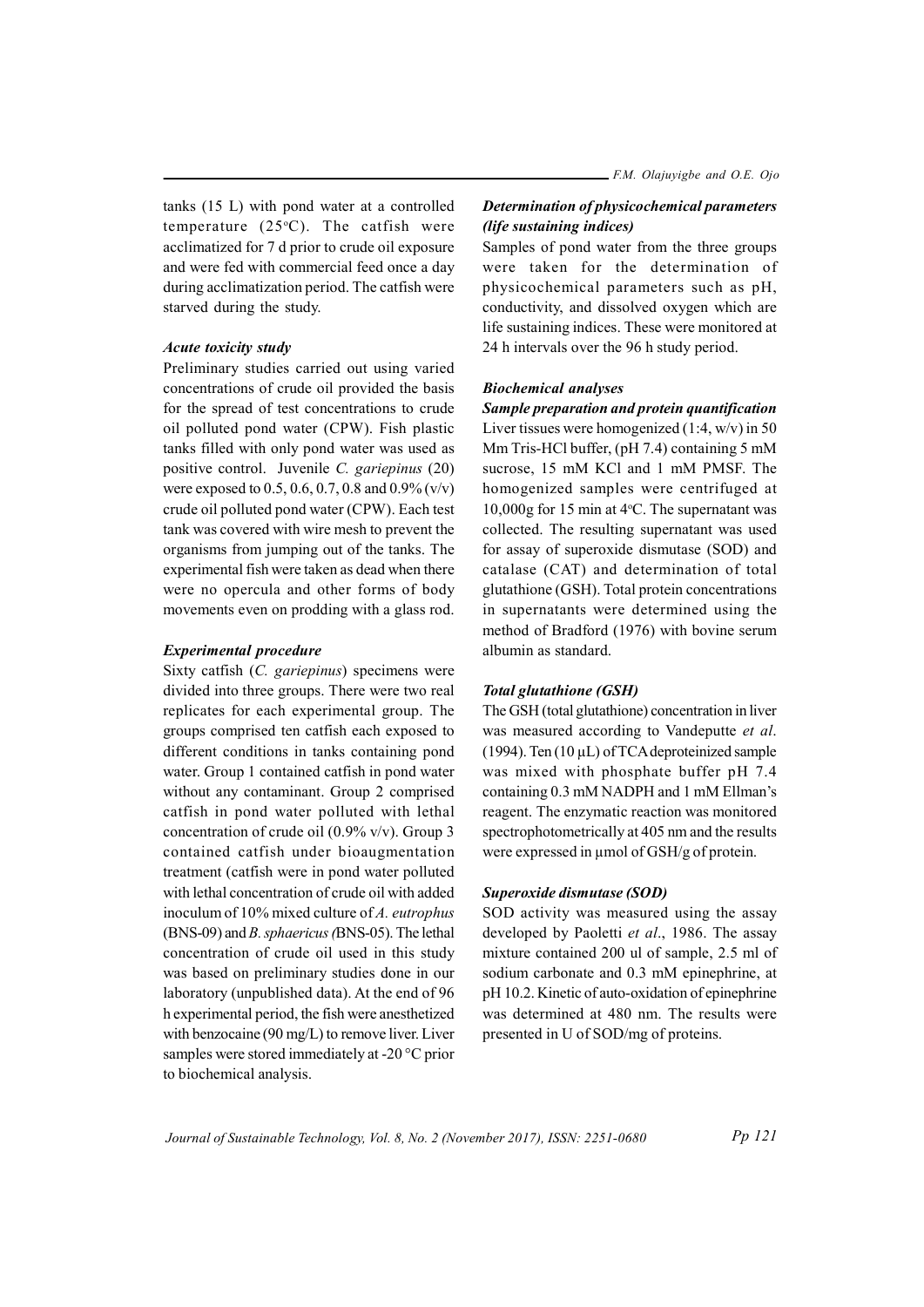tanks (15 L) with pond water at a controlled temperature (25°C). The catfish were acclimatized for 7 d prior to crude oil exposure and were fed with commercial feed once a day during acclimatization period. The catfish were starved during the study.

### *Acute toxicity study*

Preliminary studies carried out using varied concentrations of crude oil provided the basis for the spread of test concentrations to crude oil polluted pond water (CPW). Fish plastic tanks filled with only pond water was used as positive control. Juvenile *C. gariepinus* (20) were exposed to 0.5, 0.6, 0.7, 0.8 and 0.9% (v/v) crude oil polluted pond water (CPW). Each test tank was covered with wire mesh to prevent the organisms from jumping out of the tanks. The experimental fish were taken as dead when there were no opercula and other forms of body movements even on prodding with a glass rod.

### *Experimental procedure*

Sixty catfish (*C. gariepinus*) specimens were divided into three groups. There were two real replicates for each experimental group. The groups comprised ten catfish each exposed to different conditions in tanks containing pond water. Group 1 contained catfish in pond water without any contaminant. Group 2 comprised catfish in pond water polluted with lethal concentration of crude oil (0.9% v/v). Group 3 contained catfish under bioaugmentation treatment (catfish were in pond water polluted with lethal concentration of crude oil with added inoculum of 10% mixed culture of *A. eutrophus* (BNS-09) and *B. sphaericus (*BNS-05). The lethal concentration of crude oil used in this study was based on preliminary studies done in our laboratory (unpublished data). At the end of 96 h experimental period, the fish were anesthetized with benzocaine (90 mg/L) to remove liver. Liver samples were stored immediately at -20 °C prior to biochemical analysis.

### *Determination of physicochemical parameters (life sustaining indices)*

Samples of pond water from the three groups were taken for the determination of physicochemical parameters such as pH, conductivity, and dissolved oxygen which are life sustaining indices. These were monitored at 24 h intervals over the 96 h study period.

### *Biochemical analyses*

#### *Sample preparation and protein quantification*

Liver tissues were homogenized (1:4, w/v) in 50 Mm Tris-HCl buffer, (pH 7.4) containing 5 mM sucrose, 15 mM KCl and 1 mM PMSF. The homogenized samples were centrifuged at 10,000g for 15 min at 4°C. The supernatant was collected. The resulting supernatant was used for assay of superoxide dismutase (SOD) and catalase (CAT) and determination of total glutathione (GSH). Total protein concentrations in supernatants were determined using the method of Bradford (1976) with bovine serum albumin as standard.

### *Total glutathione (GSH)*

The GSH (total glutathione) concentration in liver was measured according to Vandeputte *et al*. (1994). Ten (10 µL) of TCA deproteinized sample was mixed with phosphate buffer pH 7.4 containing 0.3 mM NADPH and 1 mM Ellman's reagent. The enzymatic reaction was monitored spectrophotometrically at 405 nm and the results were expressed in µmol of GSH/g of protein.

### *Superoxide dismutase (SOD)*

SOD activity was measured using the assay developed by Paoletti *et al*., 1986. The assay mixture contained 200 ul of sample, 2.5 ml of sodium carbonate and 0.3 mM epinephrine, at pH 10.2. Kinetic of auto-oxidation of epinephrine was determined at 480 nm. The results were presented in U of SOD/mg of proteins.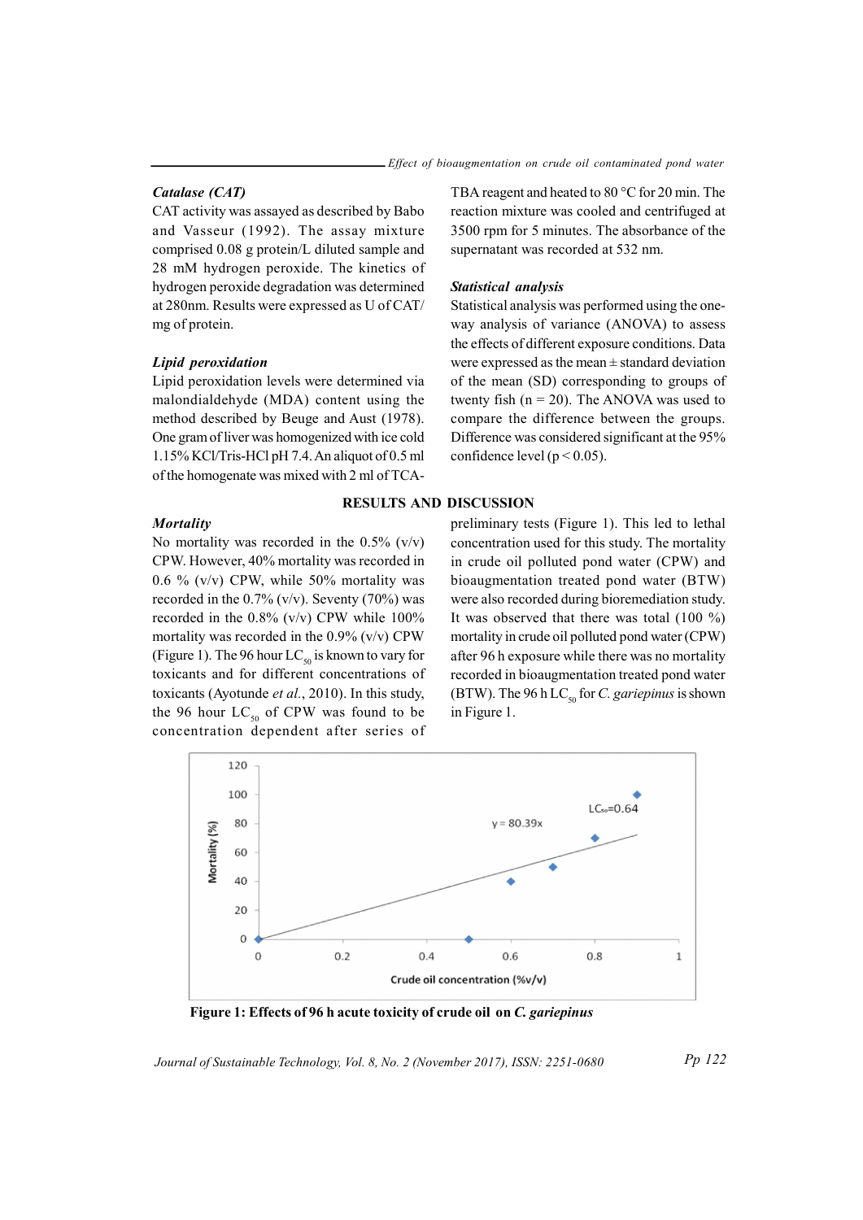### Catalase (CAT)

CAT activity was assayed as described by Babo and Vasseur (1992). The assay mixture comprised 0.08 g protein/L diluted sample and 28 mM hydrogen peroxide. The kinetics of hydrogen peroxide degradation was determined at 280nm. Results were expressed as U of CAT/mg of protein.

### Lipid peroxidation

Lipid peroxidation levels were determined via malondialdehyde (MDA) content using the method described by Beuge and Aust (1978). One gram of liver was homogenized with ice cold 1.15% KCl/Tris-HCl pH 7.4. An aliquot of 0.5 ml of the homogenate was mixed with 2 ml of TCA-TBA reagent and heated to 80 °C for 20 min. The reaction mixture was cooled and centrifuged at 3500 rpm for 5 minutes. The absorbance of the supernatant was recorded at 532 nm.

### Statistical analysis

Statistical analysis was performed using the one-way analysis of variance (ANOVA) to assess the effects of different exposure conditions. Data were expressed as the mean ± standard deviation of the mean (SD) corresponding to groups of twenty fish ($n = 20$). The ANOVA was used to compare the difference between the groups. Difference was considered significant at the 95% confidence level ($p < 0.05$).

## RESULTS AND DISCUSSION

### Mortality

No mortality was recorded in the 0.5% (v/v) CPW. However, 40% mortality was recorded in 0.6 % (v/v) CPW, while 50% mortality was recorded in the 0.7% (v/v). Seventy (70%) was recorded in the 0.8% (v/v) CPW while 100% mortality was recorded in the 0.9% (v/v) CPW (Figure 1). The 96 hour $LC_{50}$ is known to vary for toxicants and for different concentrations of toxicants (Ayotunde *et al.*, 2010). In this study, the 96 hour $LC_{50}$ of CPW was found to be concentration dependent after series of preliminary tests (Figure 1). This led to lethal concentration used for this study. The mortality in crude oil polluted pond water (CPW) and bioaugmentation treated pond water (BTW) were also recorded during bioremediation study. It was observed that there was total (100 %) mortality in crude oil polluted pond water (CPW) after 96 h exposure while there was no mortality recorded in bioaugmentation treated pond water (BTW). The 96 h $LC_{50}$ for *C. gariepinus* is shown in Figure 1.

**Figure 1: Effects of 96 h acute toxicity of crude oil on *C. gariepinus***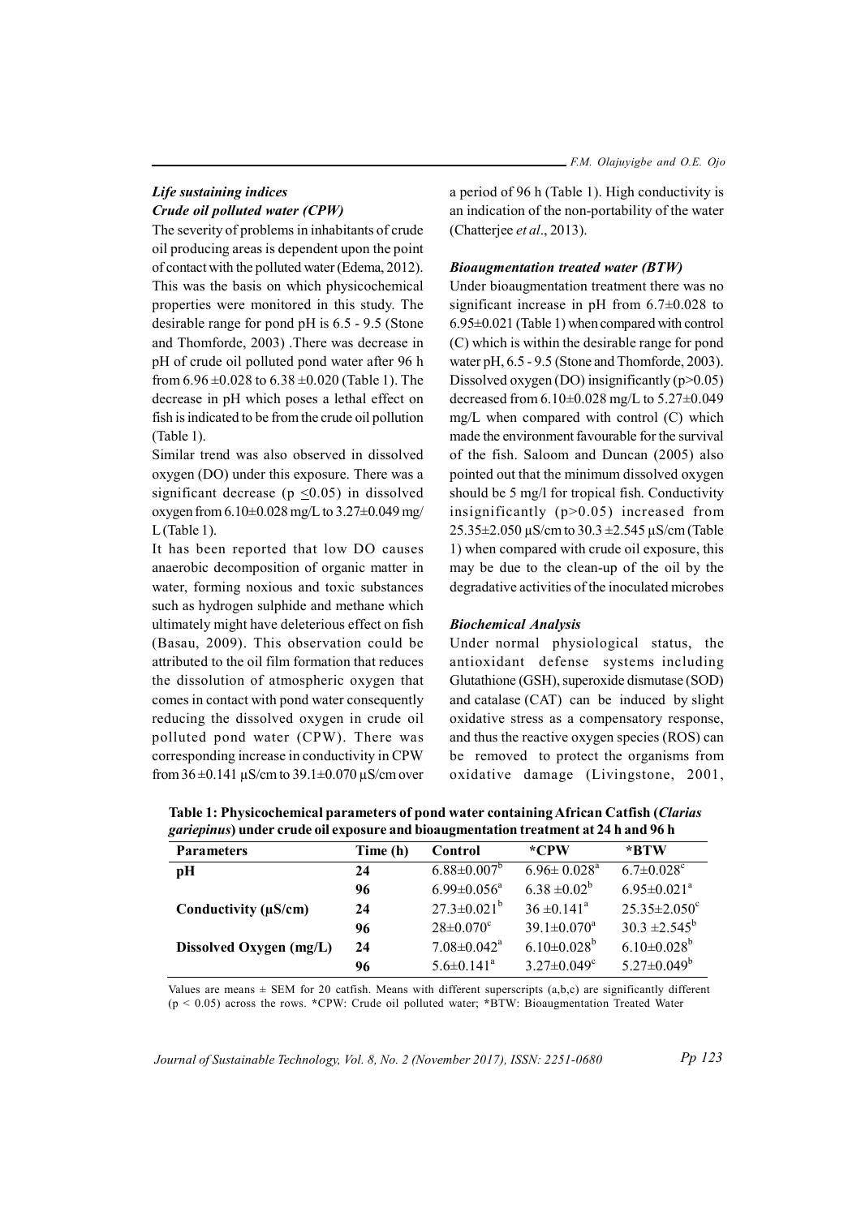### *Life sustaining indices*

#### *Crude oil polluted water (CPW)*

The severity of problems in inhabitants of crude oil producing areas is dependent upon the point of contact with the polluted water (Edema, 2012). This was the basis on which physicochemical properties were monitored in this study. The desirable range for pond pH is 6.5 - 9.5 (Stone and Thomforde, 2003) .There was decrease in pH of crude oil polluted pond water after 96 h from 6.96 ±0.028 to 6.38 ±0.020 (Table 1). The decrease in pH which poses a lethal effect on fish is indicated to be from the crude oil pollution (Table 1).

Similar trend was also observed in dissolved oxygen (DO) under this exposure. There was a significant decrease ($p \leq 0.05$) in dissolved oxygen from 6.10±0.028 mg/L to 3.27±0.049 mg/L (Table 1).

It has been reported that low DO causes anaerobic decomposition of organic matter in water, forming noxious and toxic substances such as hydrogen sulphide and methane which ultimately might have deleterious effect on fish (Basau, 2009). This observation could be attributed to the oil film formation that reduces the dissolution of atmospheric oxygen that comes in contact with pond water consequently reducing the dissolved oxygen in crude oil polluted pond water (CPW). There was corresponding increase in conductivity in CPW from 36 ±0.141 µS/cm to 39.1±0.070 µS/cm over a period of 96 h (Table 1). High conductivity is an indication of the non-portability of the water (Chatterjee *et al*., 2013).

#### *Bioaugmentation treated water (BTW)*

Under bioaugmentation treatment there was no significant increase in pH from 6.7±0.028 to 6.95±0.021 (Table 1) when compared with control (C) which is within the desirable range for pond water pH, 6.5 - 9.5 (Stone and Thomforde, 2003). Dissolved oxygen (DO) insignificantly ($p>0.05$) decreased from 6.10±0.028 mg/L to 5.27±0.049 mg/L when compared with control (C) which made the environment favourable for the survival of the fish. Saloom and Duncan (2005) also pointed out that the minimum dissolved oxygen should be 5 mg/l for tropical fish. Conductivity insignificantly ($p>0.05$) increased from 25.35±2.050 µS/cm to 30.3 ±2.545 µS/cm (Table 1) when compared with crude oil exposure, this may be due to the clean-up of the oil by the degradative activities of the inoculated microbes

### *Biochemical Analysis*

Under normal physiological status, the antioxidant defense systems including Glutathione (GSH), superoxide dismutase (SOD) and catalase (CAT) can be induced by slight oxidative stress as a compensatory response, and thus the reactive oxygen species (ROS) can be removed to protect the organisms from oxidative damage (Livingstone, 2001,

**Table 1: Physicochemical parameters of pond water containing African Catfish (*Clarias gariepinus*) under crude oil exposure and bioaugmentation treatment at 24 h and 96 h**

| Parameters | Time (h) | Control | *CPW | *BTW |
|---|---|---|---|---|
| **pH** | **24** | $6.88 \pm 0.007^{b}$ | $6.96 \pm 0.028^{a}$ | $6.7 \pm 0.028^{c}$ |
| | **96** | $6.99 \pm 0.056^{a}$ | $6.38 \pm 0.02^{b}$ | $6.95 \pm 0.021^{a}$ |
| **Conductivity (µS/cm)** | **24** | $27.3 \pm 0.021^{b}$ | $36 \pm 0.141^{a}$ | $25.35 \pm 2.050^{c}$ |
| | **96** | $28 \pm 0.070^{c}$ | $39.1 \pm 0.070^{a}$ | $30.3 \pm 2.545^{b}$ |
| **Dissolved Oxygen (mg/L)** | **24** | $7.08 \pm 0.042^{a}$ | $6.10 \pm 0.028^{b}$ | $6.10 \pm 0.028^{b}$ |
| | **96** | $5.6 \pm 0.141^{a}$ | $3.27 \pm 0.049^{c}$ | $5.27 \pm 0.049^{b}$ |

Values are means ± SEM for 20 catfish. Means with different superscripts (a,b,c) are significantly different ($p < 0.05$) across the rows. *CPW: Crude oil polluted water; *BTW: Bioaugmentation Treated Water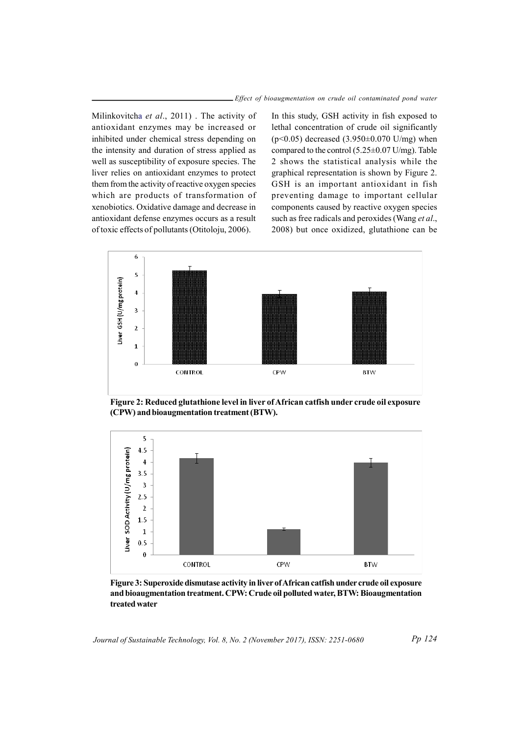Milinkovitcha *et al*., 2011) . The activity of antioxidant enzymes may be increased or inhibited under chemical stress depending on the intensity and duration of stress applied as well as susceptibility of exposure species. The liver relies on antioxidant enzymes to protect them from the activity of reactive oxygen species which are products of transformation of xenobiotics. Oxidative damage and decrease in antioxidant defense enzymes occurs as a result of toxic effects of pollutants (Otitoloju, 2006).

In this study, GSH activity in fish exposed to lethal concentration of crude oil significantly ($p<0.05$) decreased (3.950±0.070 U/mg) when compared to the control (5.25±0.07 U/mg). Table 2 shows the statistical analysis while the graphical representation is shown by Figure 2. GSH is an important antioxidant in fish preventing damage to important cellular components caused by reactive oxygen species such as free radicals and peroxides (Wang *et al*., 2008) but once oxidized, glutathione can be

**Figure 2: Reduced glutathione level in liver of African catfish under crude oil exposure (CPW) and bioaugmentation treatment (BTW).**

**Figure 3: Superoxide dismutase activity in liver of African catfish under crude oil exposure and bioaugmentation treatment. CPW: Crude oil polluted water, BTW: Bioaugmentation treated water**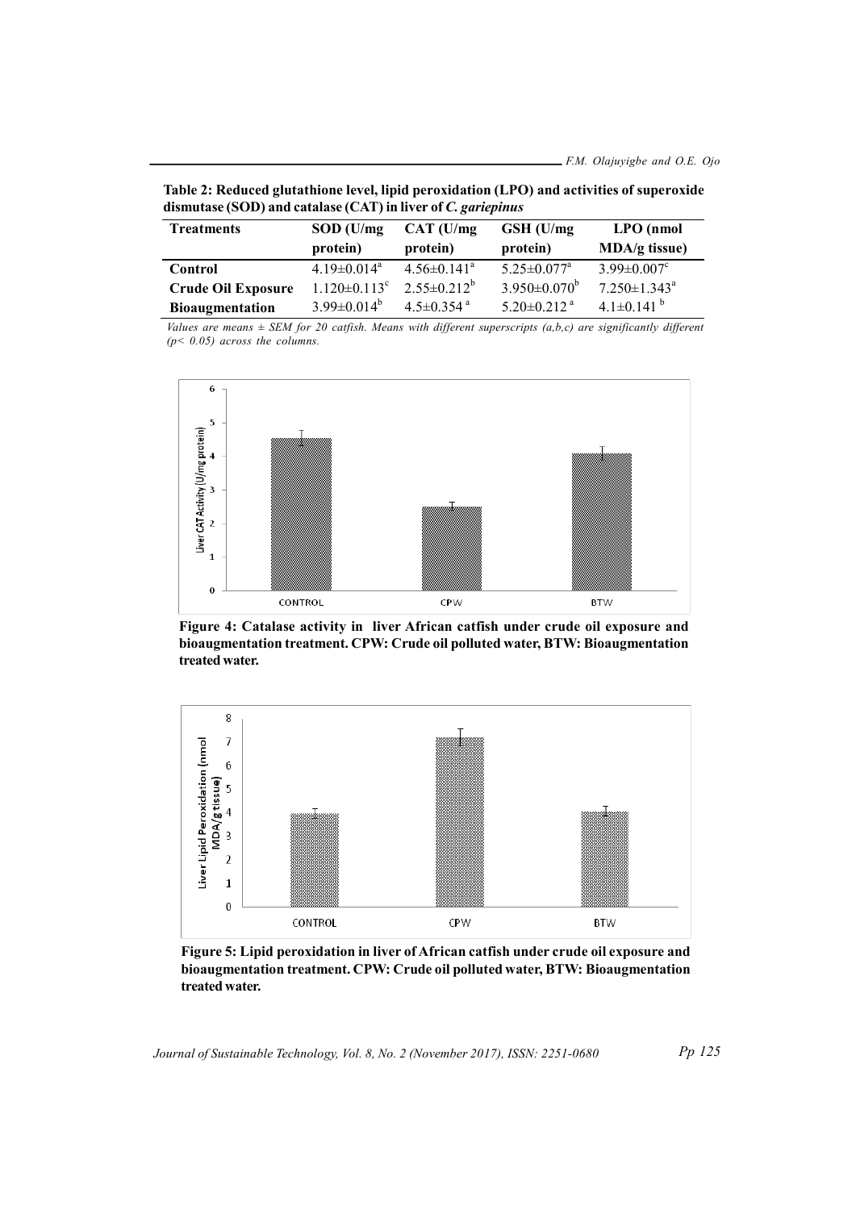**Table 2: Reduced glutathione level, lipid peroxidation (LPO) and activities of superoxide dismutase (SOD) and catalase (CAT) in liver of *C. gariepinus***

| Treatments | SOD (U/mg protein) | CAT (U/mg protein) | GSH (U/mg protein) | LPO (nmol MDA/g tissue) |
|---|---|---|---|---|
| **Control** | $4.19 \pm 0.014^a$ | $4.56 \pm 0.141^a$ | $5.25 \pm 0.077^a$ | $3.99 \pm 0.007^c$ |
| **Crude Oil Exposure** | $1.120 \pm 0.113^c$ | $2.55 \pm 0.212^b$ | $3.950 \pm 0.070^b$ | $7.250 \pm 1.343^a$ |
| **Bioaugmentation** | $3.99 \pm 0.014^b$ | $4.5 \pm 0.354^a$ | $5.20 \pm 0.212^a$ | $4.1 \pm 0.141^b$ |

*Values are means ± SEM for 20 catfish. Means with different superscripts (a,b,c) are significantly different (p< 0.05) across the columns.*

**Figure 4: Catalase activity in liver African catfish under crude oil exposure and bioaugmentation treatment. CPW: Crude oil polluted water, BTW: Bioaugmentation treated water.**

**Figure 5: Lipid peroxidation in liver of African catfish under crude oil exposure and bioaugmentation treatment. CPW: Crude oil polluted water, BTW: Bioaugmentation treated water.**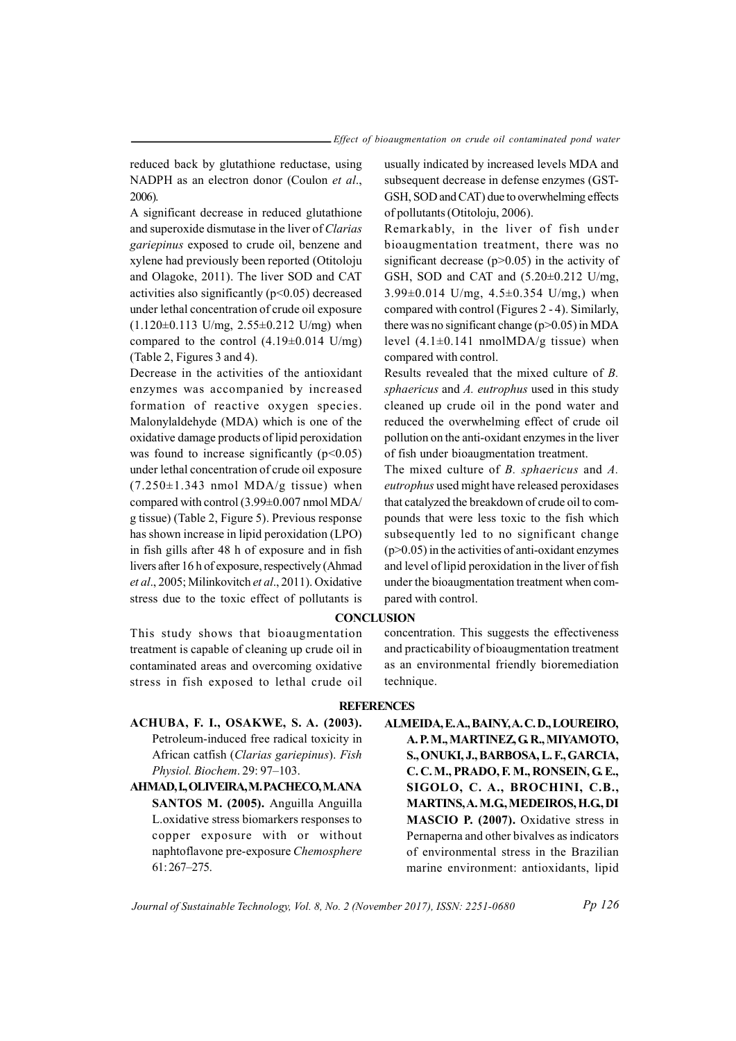reduced back by glutathione reductase, using NADPH as an electron donor (Coulon *et al*., 2006).

A significant decrease in reduced glutathione and superoxide dismutase in the liver of *Clarias gariepinus* exposed to crude oil, benzene and xylene had previously been reported (Otitoloju and Olagoke, 2011). The liver SOD and CAT activities also significantly ($p<0.05$) decreased under lethal concentration of crude oil exposure ($1.120\pm0.113$ U/mg, $2.55\pm0.212$ U/mg) when compared to the control ($4.19\pm0.014$ U/mg) (Table 2, Figures 3 and 4).

Decrease in the activities of the antioxidant enzymes was accompanied by increased formation of reactive oxygen species. Malonylaldehyde (MDA) which is one of the oxidative damage products of lipid peroxidation was found to increase significantly ($p<0.05$) under lethal concentration of crude oil exposure ($7.250\pm1.343$ nmol MDA/g tissue) when compared with control ($3.99\pm0.007$ nmol MDA/g tissue) (Table 2, Figure 5). Previous response has shown increase in lipid peroxidation (LPO) in fish gills after 48 h of exposure and in fish livers after 16 h of exposure, respectively (Ahmad *et al*., 2005; Milinkovitch *et al*., 2011). Oxidative stress due to the toxic effect of pollutants is usually indicated by increased levels MDA and subsequent decrease in defense enzymes (GST-GSH, SOD and CAT) due to overwhelming effects of pollutants (Otitoloju, 2006).

Remarkably, in the liver of fish under bioaugmentation treatment, there was no significant decrease ($p>0.05$) in the activity of GSH, SOD and CAT and ($5.20\pm0.212$ U/mg, $3.99\pm0.014$ U/mg, $4.5\pm0.354$ U/mg,) when compared with control (Figures 2 - 4). Similarly, there was no significant change ($p>0.05$) in MDA level ($4.1\pm0.141$ nmolMDA/g tissue) when compared with control.

Results revealed that the mixed culture of *B. sphaericus* and *A. eutrophus* used in this study cleaned up crude oil in the pond water and reduced the overwhelming effect of crude oil pollution on the anti-oxidant enzymes in the liver of fish under bioaugmentation treatment.

The mixed culture of *B. sphaericus* and *A. eutrophus* used might have released peroxidases that catalyzed the breakdown of crude oil to compounds that were less toxic to the fish which subsequently led to no significant change ($p>0.05$) in the activities of anti-oxidant enzymes and level of lipid peroxidation in the liver of fish under the bioaugmentation treatment when compared with control.

## CONCLUSION

This study shows that bioaugmentation treatment is capable of cleaning up crude oil in contaminated areas and overcoming oxidative stress in fish exposed to lethal crude oil concentration. This suggests the effectiveness and practicability of bioaugmentation treatment as an environmental friendly bioremediation technique.

## REFERENCES

**ACHUBA, F. I., OSAKWE, S. A. (2003).** Petroleum-induced free radical toxicity in African catfish (*Clarias gariepinus*). *Fish Physiol. Biochem*. 29: 97–103.

**AHMAD, I., OLIVEIRA, M. PACHECO, M. ANA SANTOS M. (2005).** Anguilla Anguilla L.oxidative stress biomarkers responses to copper exposure with or without naphtoflavone pre-exposure *Chemosphere* 61: 267–275.

**ALMEIDA, E. A., BAINY, A. C. D., LOUREIRO, A. P. M., MARTINEZ, G. R., MIYAMOTO, S., ONUKI, J., BARBOSA, L. F., GARCIA, C. C. M., PRADO, F. M., RONSEIN, G. E., SIGOLO, C. A., BROCHINI, C.B., MARTINS, A. M.G., MEDEIROS, H.G., DI MASCIO P. (2007).** Oxidative stress in Pernaperna and other bivalves as indicators of environmental stress in the Brazilian marine environment: antioxidants, lipid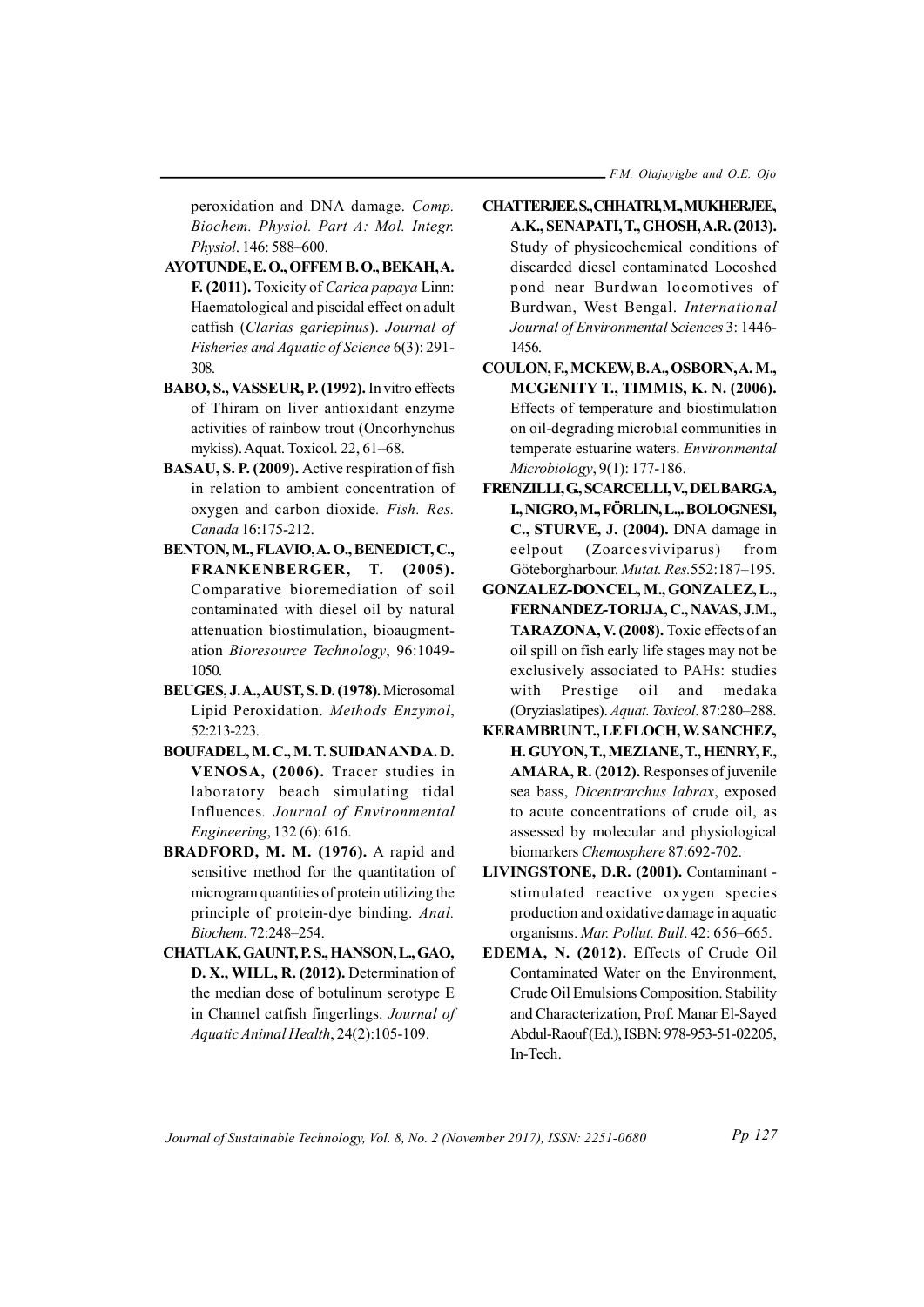peroxidation and DNA damage. *Comp. Biochem. Physiol. Part A: Mol. Integr. Physiol*. 146: 588–600.

**AYOTUNDE, E. O., OFFEM B. O., BEKAH, A. F. (2011).** Toxicity of *Carica papaya* Linn: Haematological and piscidal effect on adult catfish (*Clarias gariepinus*). *Journal of Fisheries and Aquatic of Science* 6(3): 291-308.

**BABO, S., VASSEUR, P. (1992).** In vitro effects of Thiram on liver antioxidant enzyme activities of rainbow trout (Oncorhynchus mykiss). Aquat. Toxicol. 22, 61–68.

**BASAU, S. P. (2009).** Active respiration of fish in relation to ambient concentration of oxygen and carbon dioxide. *Fish. Res. Canada* 16:175-212.

**BENTON, M., FLAVIO, A. O., BENEDICT, C., FRANKENBERGER, T. (2005).** Comparative bioremediation of soil contaminated with diesel oil by natural attenuation biostimulation, bioaugmentation *Bioresource Technology*, 96:1049-1050.

**BEUGES, J. A., AUST, S. D. (1978).** Microsomal Lipid Peroxidation. *Methods Enzymol*, 52:213-223.

**BOUFADEL, M. C., M. T. SUIDAN AND A. D. VENOSA, (2006).** Tracer studies in laboratory beach simulating tidal Influences. *Journal of Environmental Engineering*, 132 (6): 616.

**BRADFORD, M. M. (1976).** A rapid and sensitive method for the quantitation of microgram quantities of protein utilizing the principle of protein-dye binding. *Anal. Biochem*. 72:248–254.

**CHATLA K, GAUNT, P. S., HANSON, L., GAO, D. X., WILL, R. (2012).** Determination of the median dose of botulinum serotype E in Channel catfish fingerlings. *Journal of Aquatic Animal Health*, 24(2):105-109.

**CHATTERJEE, S., CHHATRI, M., MUKHERJEE, A.K., SENAPATI, T., GHOSH, A.R. (2013).** Study of physicochemical conditions of discarded diesel contaminated Locoshed pond near Burdwan locomotives of Burdwan, West Bengal. *International Journal of Environmental Sciences* 3: 1446-1456.

**COULON, F., MCKEW, B. A., OSBORN, A. M., MCGENITY T., TIMMIS, K. N. (2006).** Effects of temperature and biostimulation on oil-degrading microbial communities in temperate estuarine waters. *Environmental Microbiology*, 9(1): 177-186.

**FRENZILLI, G., SCARCELLI, V., DEL BARGA, I., NIGRO, M., FÖRLIN, L.,, BOLOGNESI, C., STURVE, J. (2004).** DNA damage in eelpout (Zoarcesviviparus) from Göteborgharbour. *Mutat. Res.*552:187–195.

**GONZALEZ-DONCEL, M., GONZALEZ, L., FERNANDEZ-TORIJA, C., NAVAS, J.M., TARAZONA, V. (2008).** Toxic effects of an oil spill on fish early life stages may not be exclusively associated to PAHs: studies with Prestige oil and medaka (Oryziaslatipes). *Aquat. Toxicol*. 87:280–288.

**KERAMBRUN T., LE FLOCH, W. SANCHEZ, H. GUYON, T., MEZIANE, T., HENRY, F., AMARA, R. (2012).** Responses of juvenile sea bass, *Dicentrarchus labrax*, exposed to acute concentrations of crude oil, as assessed by molecular and physiological biomarkers *Chemosphere* 87:692-702.

**LIVINGSTONE, D.R. (2001).** Contaminant - stimulated reactive oxygen species production and oxidative damage in aquatic organisms. *Mar. Pollut. Bull*. 42: 656–665.

**EDEMA, N. (2012).** Effects of Crude Oil Contaminated Water on the Environment, Crude Oil Emulsions Composition. Stability and Characterization, Prof. Manar El-Sayed Abdul-Raouf (Ed.), ISBN: 978-953-51-02205, In-Tech.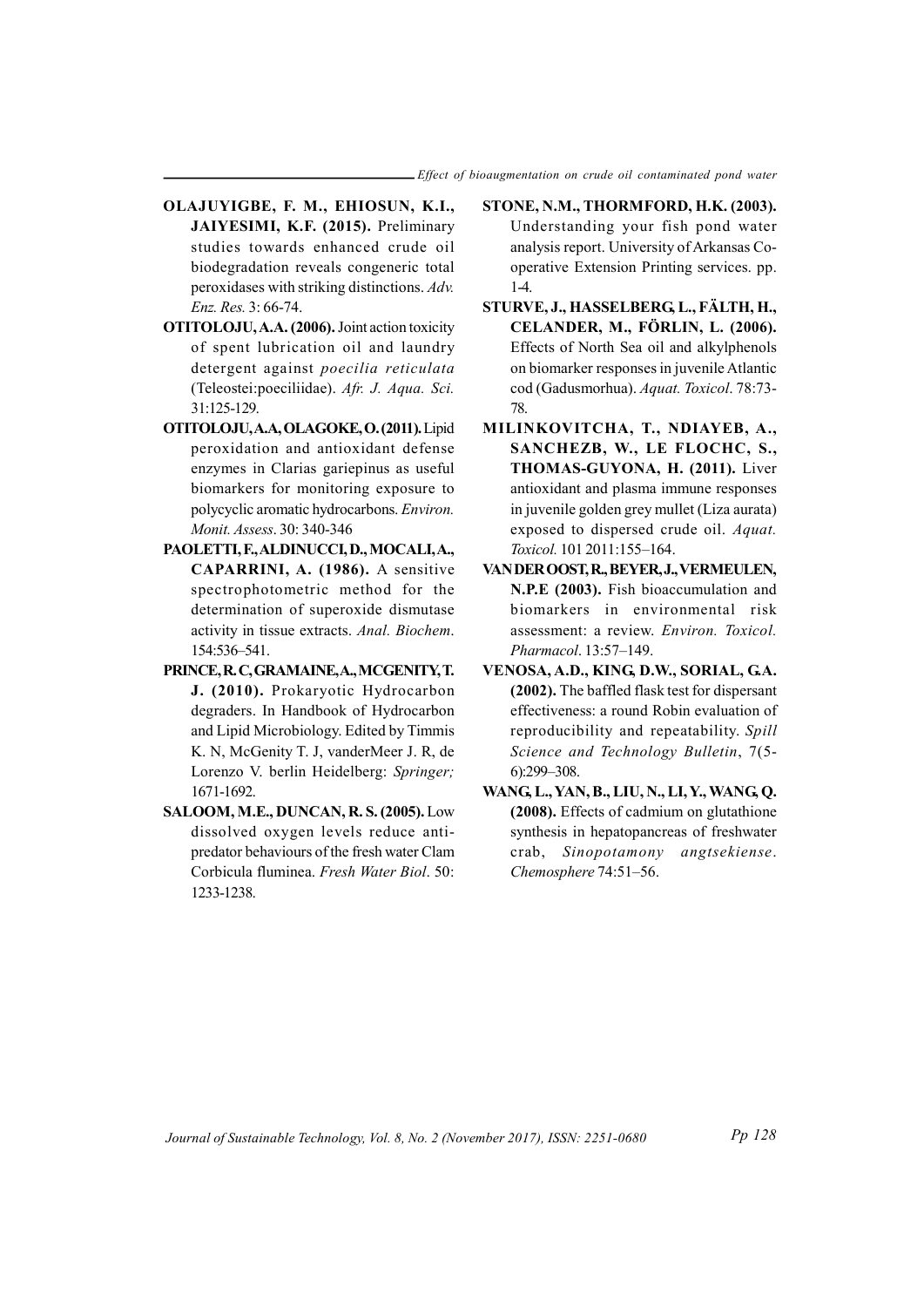**OLAJUYIGBE, F. M., EHIOSUN, K.I., JAIYESIMI, K.F. (2015).** Preliminary studies towards enhanced crude oil biodegradation reveals congeneric total peroxidases with striking distinctions. *Adv. Enz. Res.* 3: 66-74.

**OTITOLOJU, A.A. (2006).** Joint action toxicity of spent lubrication oil and laundry detergent against *poecilia reticulata* (Teleostei:poeciliidae). *Afr. J. Aqua. Sci.* 31:125-129.

**OTITOLOJU, A.A, OLAGOKE, O. (2011).** Lipid peroxidation and antioxidant defense enzymes in Clarias gariepinus as useful biomarkers for monitoring exposure to polycyclic aromatic hydrocarbons. *Environ. Monit. Assess*. 30: 340-346

**PAOLETTI, F., ALDINUCCI, D., MOCALI, A., CAPARRINI, A. (1986).** A sensitive spectrophotometric method for the determination of superoxide dismutase activity in tissue extracts. *Anal. Biochem*. 154:536–541.

**PRINCE, R. C, GRAMAINE, A., MCGENITY, T. J. (2010).** Prokaryotic Hydrocarbon degraders. In Handbook of Hydrocarbon and Lipid Microbiology. Edited by Timmis K. N, McGenity T. J, vanderMeer J. R, de Lorenzo V. berlin Heidelberg: *Springer;* 1671-1692.

**SALOOM, M.E., DUNCAN, R. S. (2005).** Low dissolved oxygen levels reduce anti-predator behaviours of the fresh water Clam Corbicula fluminea. *Fresh Water Biol*. 50: 1233-1238.

**STONE, N.M., THORMFORD, H.K. (2003).** Understanding your fish pond water analysis report. University of Arkansas Co-operative Extension Printing services. pp. 1-4.

**STURVE, J., HASSELBERG, L., FÄLTH, H., CELANDER, M., FÖRLIN, L. (2006).** Effects of North Sea oil and alkylphenols on biomarker responses in juvenile Atlantic cod (Gadusmorhua). *Aquat. Toxicol*. 78:73-78.

**MILINKOVITCHA, T., NDIAYEB, A., SANCHEZB, W., LE FLOCHC, S., THOMAS-GUYONA, H. (2011).** Liver antioxidant and plasma immune responses in juvenile golden grey mullet (Liza aurata) exposed to dispersed crude oil. *Aquat. Toxicol.* 101 2011:155–164.

**VAN DER OOST, R., BEYER, J., VERMEULEN, N.P.E (2003).** Fish bioaccumulation and biomarkers in environmental risk assessment: a review. *Environ. Toxicol. Pharmacol*. 13:57–149.

**VENOSA, A.D., KING, D.W., SORIAL, G.A. (2002).** The baffled flask test for dispersant effectiveness: a round Robin evaluation of reproducibility and repeatability. *Spill Science and Technology Bulletin*, 7(5-6):299–308.

**WANG, L., YAN, B., LIU, N., LI, Y., WANG, Q. (2008).** Effects of cadmium on glutathione synthesis in hepatopancreas of freshwater crab, *Sinopotamony angtsekiense*. *Chemosphere* 74:51–56.